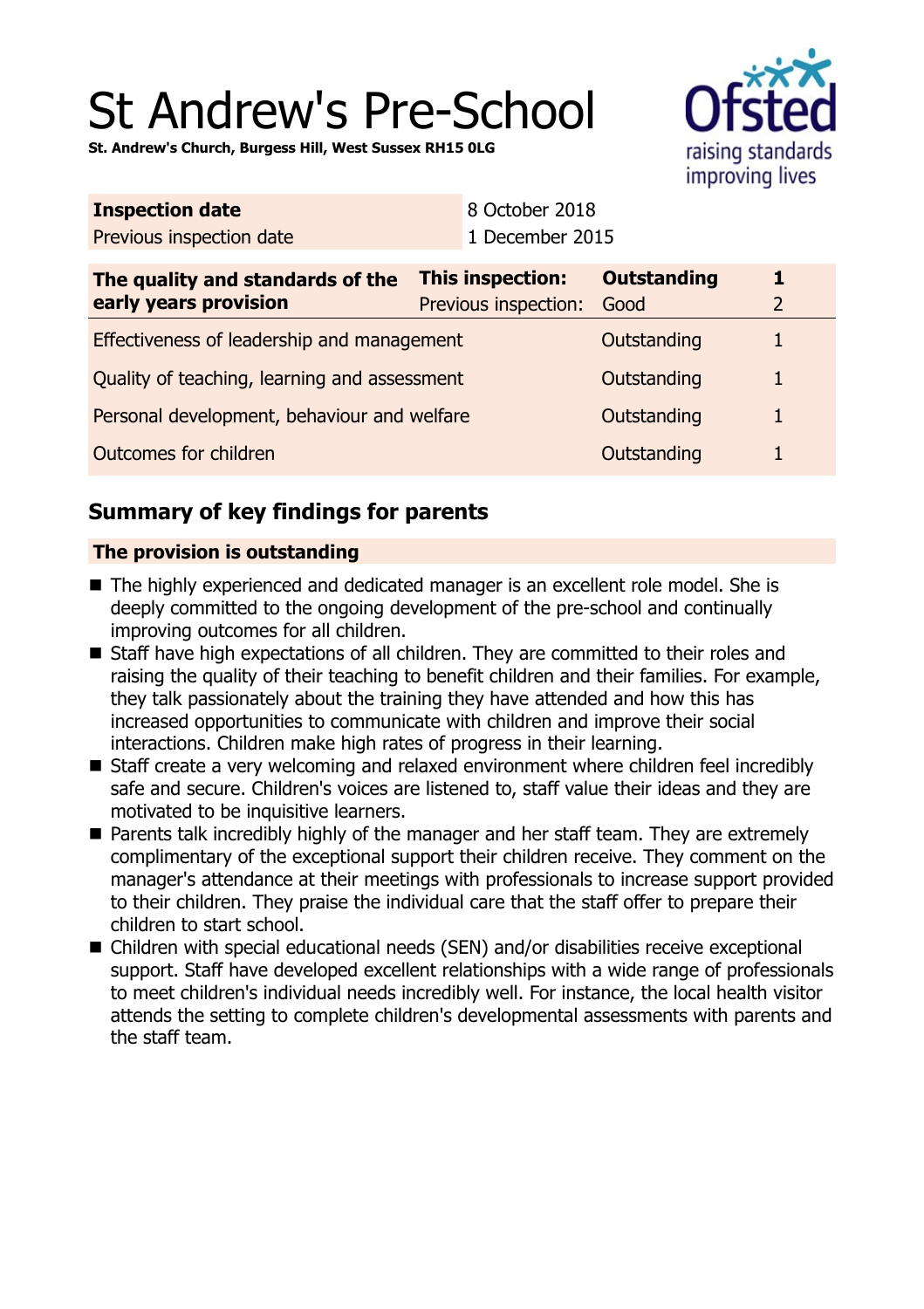# St Andrew's Pre-School

**St. Andrew's Church, Burgess Hill, West Sussex RH15 0LG**

| **Inspection date** | 8 October 2018 |
|---|---|
| Previous inspection date | 1 December 2015 |

| **The quality and standards of the early years provision** | **This inspection:** | **Outstanding** | **1** |
|---|---|---|---|
| | Previous inspection: | Good | 2 |
| Effectiveness of leadership and management | | Outstanding | 1 |
| Quality of teaching, learning and assessment | | Outstanding | 1 |
| Personal development, behaviour and welfare | | Outstanding | 1 |
| Outcomes for children | | Outstanding | 1 |

## Summary of key findings for parents

### The provision is outstanding

- The highly experienced and dedicated manager is an excellent role model. She is deeply committed to the ongoing development of the pre-school and continually improving outcomes for all children.
- Staff have high expectations of all children. They are committed to their roles and raising the quality of their teaching to benefit children and their families. For example, they talk passionately about the training they have attended and how this has increased opportunities to communicate with children and improve their social interactions. Children make high rates of progress in their learning.
- Staff create a very welcoming and relaxed environment where children feel incredibly safe and secure. Children's voices are listened to, staff value their ideas and they are motivated to be inquisitive learners.
- Parents talk incredibly highly of the manager and her staff team. They are extremely complimentary of the exceptional support their children receive. They comment on the manager's attendance at their meetings with professionals to increase support provided to their children. They praise the individual care that the staff offer to prepare their children to start school.
- Children with special educational needs (SEN) and/or disabilities receive exceptional support. Staff have developed excellent relationships with a wide range of professionals to meet children's individual needs incredibly well. For instance, the local health visitor attends the setting to complete children's developmental assessments with parents and the staff team.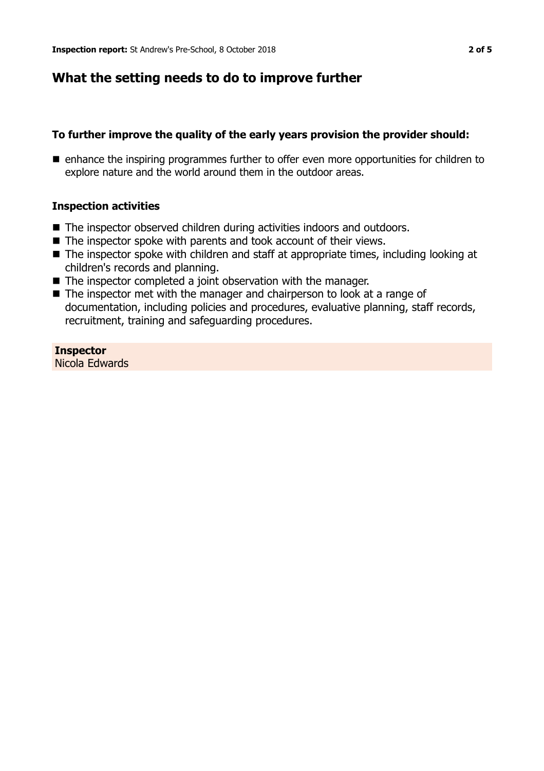## What the setting needs to do to improve further

### To further improve the quality of the early years provision the provider should:

- enhance the inspiring programmes further to offer even more opportunities for children to explore nature and the world around them in the outdoor areas.

### Inspection activities

- The inspector observed children during activities indoors and outdoors.
- The inspector spoke with parents and took account of their views.
- The inspector spoke with children and staff at appropriate times, including looking at children's records and planning.
- The inspector completed a joint observation with the manager.
- The inspector met with the manager and chairperson to look at a range of documentation, including policies and procedures, evaluative planning, staff records, recruitment, training and safeguarding procedures.

**Inspector**
Nicola Edwards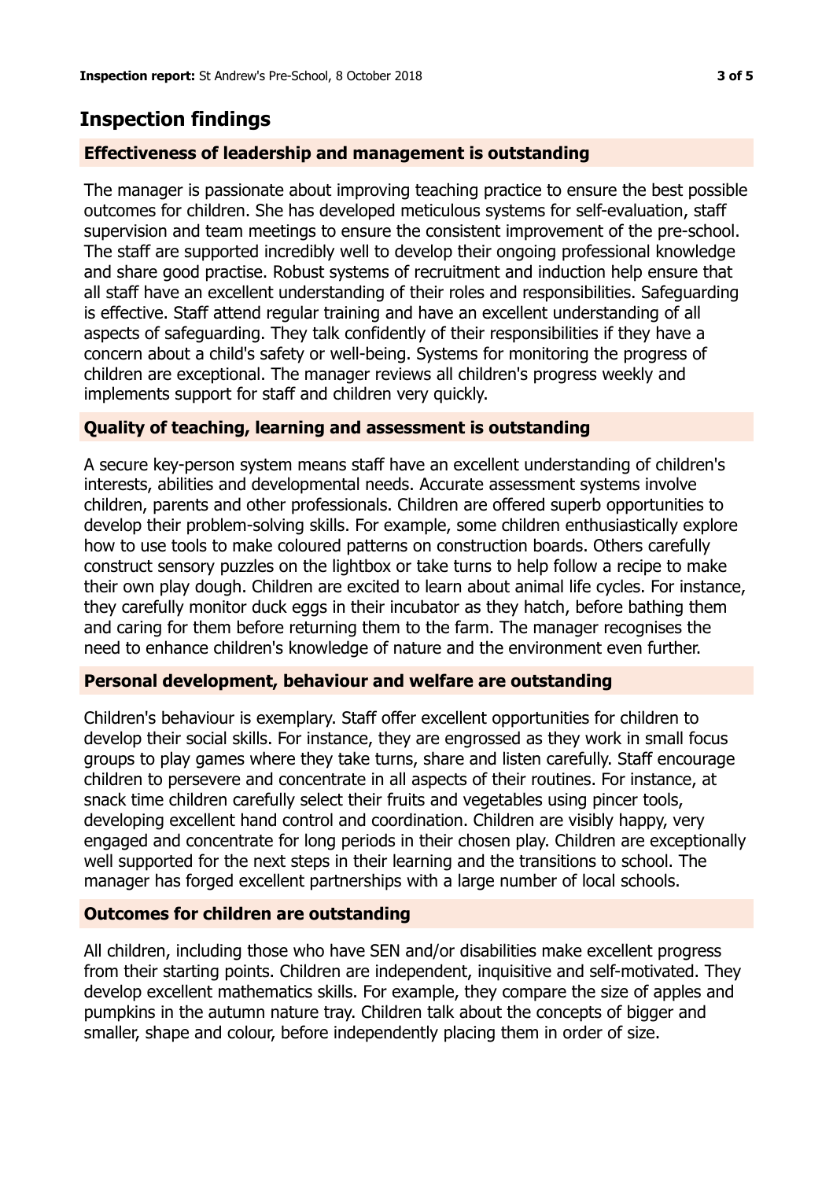## Inspection findings

### Effectiveness of leadership and management is outstanding

The manager is passionate about improving teaching practice to ensure the best possible outcomes for children. She has developed meticulous systems for self-evaluation, staff supervision and team meetings to ensure the consistent improvement of the pre-school. The staff are supported incredibly well to develop their ongoing professional knowledge and share good practise. Robust systems of recruitment and induction help ensure that all staff have an excellent understanding of their roles and responsibilities. Safeguarding is effective. Staff attend regular training and have an excellent understanding of all aspects of safeguarding. They talk confidently of their responsibilities if they have a concern about a child's safety or well-being. Systems for monitoring the progress of children are exceptional. The manager reviews all children's progress weekly and implements support for staff and children very quickly.

### Quality of teaching, learning and assessment is outstanding

A secure key-person system means staff have an excellent understanding of children's interests, abilities and developmental needs. Accurate assessment systems involve children, parents and other professionals. Children are offered superb opportunities to develop their problem-solving skills. For example, some children enthusiastically explore how to use tools to make coloured patterns on construction boards. Others carefully construct sensory puzzles on the lightbox or take turns to help follow a recipe to make their own play dough. Children are excited to learn about animal life cycles. For instance, they carefully monitor duck eggs in their incubator as they hatch, before bathing them and caring for them before returning them to the farm. The manager recognises the need to enhance children's knowledge of nature and the environment even further.

### Personal development, behaviour and welfare are outstanding

Children's behaviour is exemplary. Staff offer excellent opportunities for children to develop their social skills. For instance, they are engrossed as they work in small focus groups to play games where they take turns, share and listen carefully. Staff encourage children to persevere and concentrate in all aspects of their routines. For instance, at snack time children carefully select their fruits and vegetables using pincer tools, developing excellent hand control and coordination. Children are visibly happy, very engaged and concentrate for long periods in their chosen play. Children are exceptionally well supported for the next steps in their learning and the transitions to school. The manager has forged excellent partnerships with a large number of local schools.

### Outcomes for children are outstanding

All children, including those who have SEN and/or disabilities make excellent progress from their starting points. Children are independent, inquisitive and self-motivated. They develop excellent mathematics skills. For example, they compare the size of apples and pumpkins in the autumn nature tray. Children talk about the concepts of bigger and smaller, shape and colour, before independently placing them in order of size.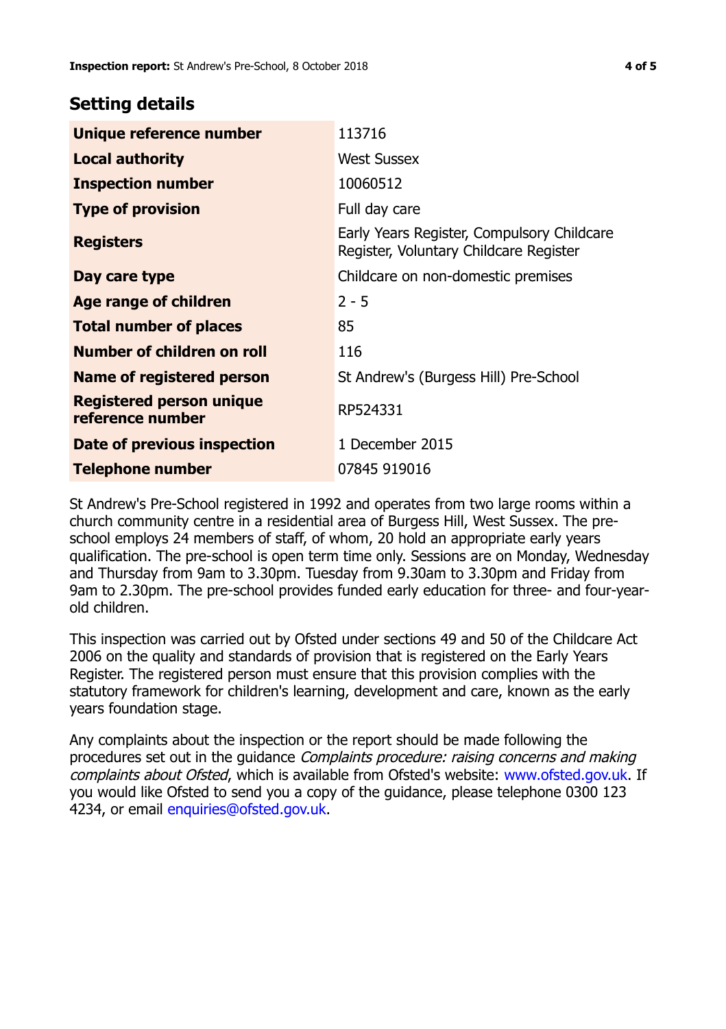## Setting details

| | |
|---|---|
| **Unique reference number** | 113716 |
| **Local authority** | West Sussex |
| **Inspection number** | 10060512 |
| **Type of provision** | Full day care |
| **Registers** | Early Years Register, Compulsory Childcare Register, Voluntary Childcare Register |
| **Day care type** | Childcare on non-domestic premises |
| **Age range of children** | 2 - 5 |
| **Total number of places** | 85 |
| **Number of children on roll** | 116 |
| **Name of registered person** | St Andrew's (Burgess Hill) Pre-School |
| **Registered person unique reference number** | RP524331 |
| **Date of previous inspection** | 1 December 2015 |
| **Telephone number** | 07845 919016 |

St Andrew's Pre-School registered in 1992 and operates from two large rooms within a church community centre in a residential area of Burgess Hill, West Sussex. The pre-school employs 24 members of staff, of whom, 20 hold an appropriate early years qualification. The pre-school is open term time only. Sessions are on Monday, Wednesday and Thursday from 9am to 3.30pm. Tuesday from 9.30am to 3.30pm and Friday from 9am to 2.30pm. The pre-school provides funded early education for three- and four-year-old children.

This inspection was carried out by Ofsted under sections 49 and 50 of the Childcare Act 2006 on the quality and standards of provision that is registered on the Early Years Register. The registered person must ensure that this provision complies with the statutory framework for children's learning, development and care, known as the early years foundation stage.

Any complaints about the inspection or the report should be made following the procedures set out in the guidance *Complaints procedure: raising concerns and making complaints about Ofsted*, which is available from Ofsted's website: www.ofsted.gov.uk. If you would like Ofsted to send you a copy of the guidance, please telephone 0300 123 4234, or email enquiries@ofsted.gov.uk.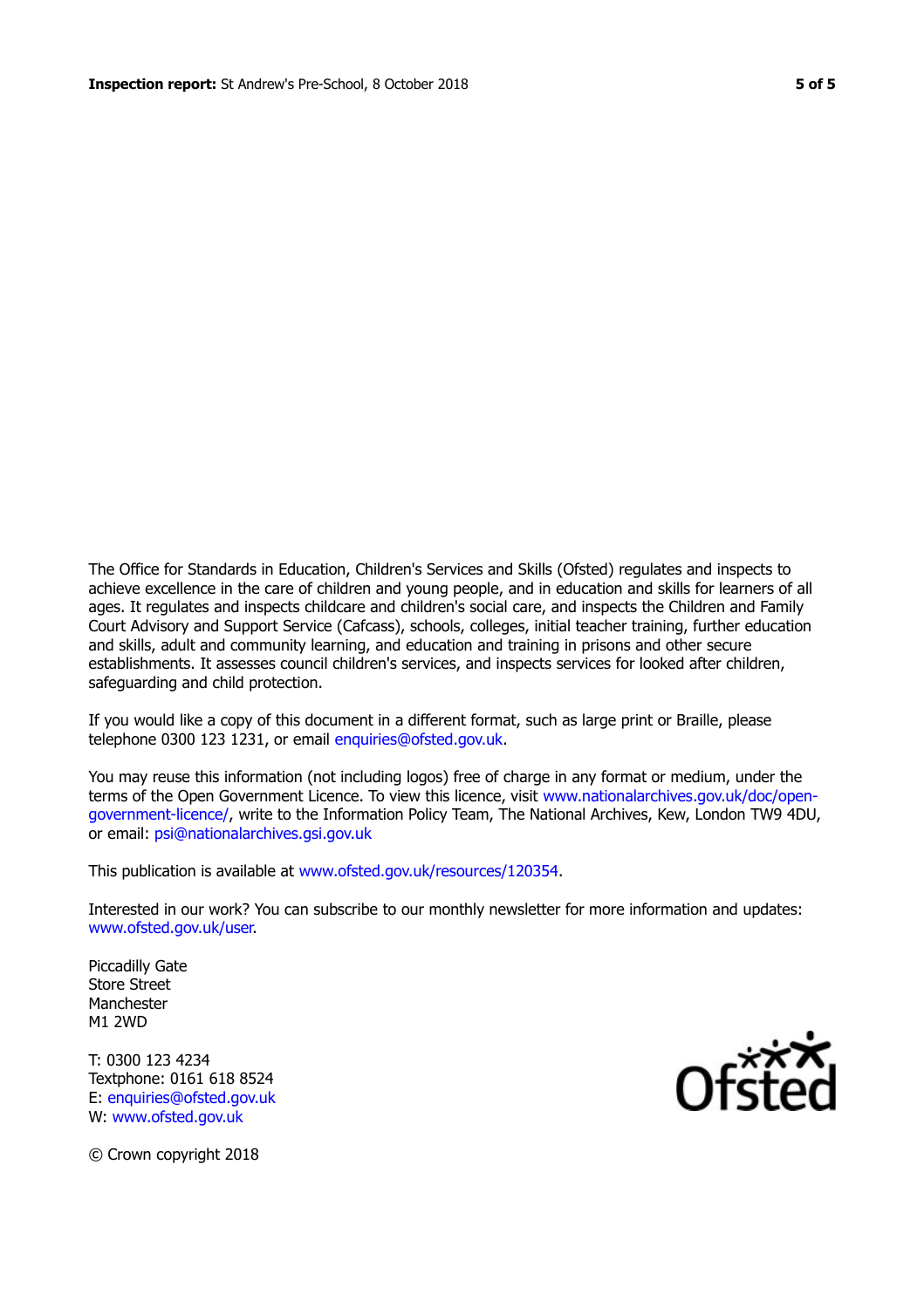The Office for Standards in Education, Children's Services and Skills (Ofsted) regulates and inspects to achieve excellence in the care of children and young people, and in education and skills for learners of all ages. It regulates and inspects childcare and children's social care, and inspects the Children and Family Court Advisory and Support Service (Cafcass), schools, colleges, initial teacher training, further education and skills, adult and community learning, and education and training in prisons and other secure establishments. It assesses council children's services, and inspects services for looked after children, safeguarding and child protection.

If you would like a copy of this document in a different format, such as large print or Braille, please telephone 0300 123 1231, or email enquiries@ofsted.gov.uk.

You may reuse this information (not including logos) free of charge in any format or medium, under the terms of the Open Government Licence. To view this licence, visit www.nationalarchives.gov.uk/doc/open-government-licence/, write to the Information Policy Team, The National Archives, Kew, London TW9 4DU, or email: psi@nationalarchives.gsi.gov.uk

This publication is available at www.ofsted.gov.uk/resources/120354.

Interested in our work? You can subscribe to our monthly newsletter for more information and updates: www.ofsted.gov.uk/user.

Piccadilly Gate
Store Street
Manchester
M1 2WD

T: 0300 123 4234
Textphone: 0161 618 8524
E: enquiries@ofsted.gov.uk
W: www.ofsted.gov.uk

© Crown copyright 2018